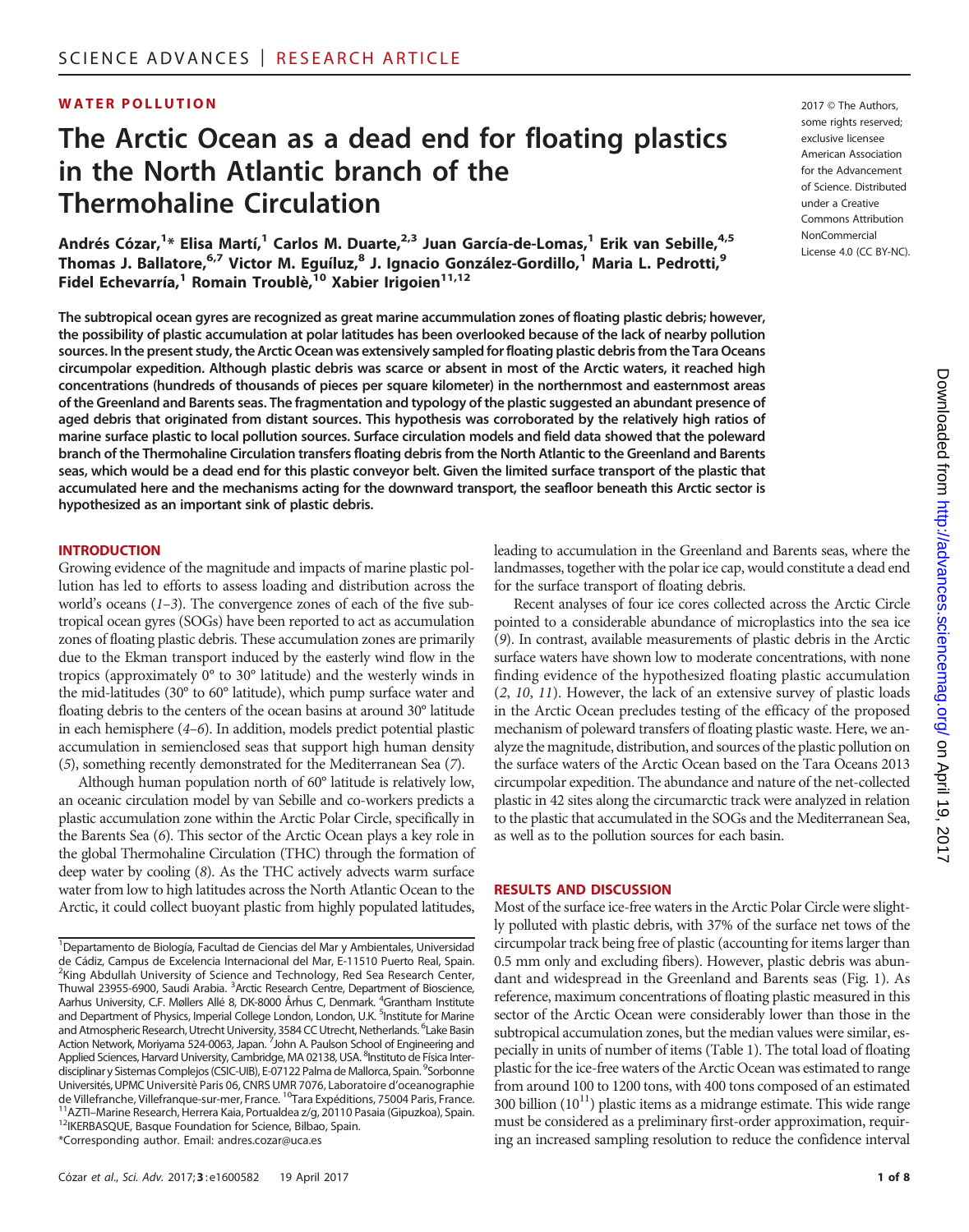SCIENCE ADVANCES | RESEARCH ARTICLE

**WATER POLLUTION**

# The Arctic Ocean as a dead end for floating plastics in the North Atlantic branch of the Thermohaline Circulation

Andrés Cózar,[1]* Elisa Martí,[1] Carlos M. Duarte,[2,3] Juan García-de-Lomas,[1] Erik van Sebille,[4,5] Thomas J. Ballatore,[6,7] Victor M. Eguíluz,[8] J. Ignacio González-Gordillo,[1] Maria L. Pedrotti,[9] Fidel Echevarría,[1] Romain Troublè,[10] Xabier Irigoien[11,12]

2017 © The Authors, some rights reserved; exclusive licensee American Association for the Advancement of Science. Distributed under a Creative Commons Attribution NonCommercial License 4.0 (CC BY-NC).

**The subtropical ocean gyres are recognized as great marine accummulation zones of floating plastic debris; however, the possibility of plastic accumulation at polar latitudes has been overlooked because of the lack of nearby pollution sources. In the present study, the Arctic Ocean was extensively sampled for floating plastic debris from the Tara Oceans circumpolar expedition. Although plastic debris was scarce or absent in most of the Arctic waters, it reached high concentrations (hundreds of thousands of pieces per square kilometer) in the northernmost and easternmost areas of the Greenland and Barents seas. The fragmentation and typology of the plastic suggested an abundant presence of aged debris that originated from distant sources. This hypothesis was corroborated by the relatively high ratios of marine surface plastic to local pollution sources. Surface circulation models and field data showed that the poleward branch of the Thermohaline Circulation transfers floating debris from the North Atlantic to the Greenland and Barents seas, which would be a dead end for this plastic conveyor belt. Given the limited surface transport of the plastic that accumulated here and the mechanisms acting for the downward transport, the seafloor beneath this Arctic sector is hypothesized as an important sink of plastic debris.**

## INTRODUCTION

Growing evidence of the magnitude and impacts of marine plastic pollution has led to efforts to assess loading and distribution across the world's oceans (*1*–*3*). The convergence zones of each of the five subtropical ocean gyres (SOGs) have been reported to act as accumulation zones of floating plastic debris. These accumulation zones are primarily due to the Ekman transport induced by the easterly wind flow in the tropics (approximately 0° to 30° latitude) and the westerly winds in the mid-latitudes (30° to 60° latitude), which pump surface water and floating debris to the centers of the ocean basins at around 30° latitude in each hemisphere (*4*–*6*). In addition, models predict potential plastic accumulation in semienclosed seas that support high human density (*5*), something recently demonstrated for the Mediterranean Sea (*7*).

Although human population north of 60° latitude is relatively low, an oceanic circulation model by van Sebille and co-workers predicts a plastic accumulation zone within the Arctic Polar Circle, specifically in the Barents Sea (*6*). This sector of the Arctic Ocean plays a key role in the global Thermohaline Circulation (THC) through the formation of deep water by cooling (*8*). As the THC actively advects warm surface water from low to high latitudes across the North Atlantic Ocean to the Arctic, it could collect buoyant plastic from highly populated latitudes, leading to accumulation in the Greenland and Barents seas, where the landmasses, together with the polar ice cap, would constitute a dead end for the surface transport of floating debris.

Recent analyses of four ice cores collected across the Arctic Circle pointed to a considerable abundance of microplastics into the sea ice (*9*). In contrast, available measurements of plastic debris in the Arctic surface waters have shown low to moderate concentrations, with none finding evidence of the hypothesized floating plastic accumulation (*2*, *10*, *11*). However, the lack of an extensive survey of plastic loads in the Arctic Ocean precludes testing of the efficacy of the proposed mechanism of poleward transfers of floating plastic waste. Here, we analyze the magnitude, distribution, and sources of the plastic pollution on the surface waters of the Arctic Ocean based on the Tara Oceans 2013 circumpolar expedition. The abundance and nature of the net-collected plastic in 42 sites along the circumarctic track were analyzed in relation to the plastic that accumulated in the SOGs and the Mediterranean Sea, as well as to the pollution sources for each basin.

## RESULTS AND DISCUSSION

Most of the surface ice-free waters in the Arctic Polar Circle were slightly polluted with plastic debris, with 37% of the surface net tows of the circumpolar track being free of plastic (accounting for items larger than 0.5 mm only and excluding fibers). However, plastic debris was abundant and widespread in the Greenland and Barents seas (Fig. 1). As reference, maximum concentrations of floating plastic measured in this sector of the Arctic Ocean were considerably lower than those in the subtropical accumulation zones, but the median values were similar, especially in units of number of items (Table 1). The total load of floating plastic for the ice-free waters of the Arctic Ocean was estimated to range from around 100 to 1200 tons, with 400 tons composed of an estimated 300 billion ($10^{11}$) plastic items as a midrange estimate. This wide range must be considered as a preliminary first-order approximation, requiring an increased sampling resolution to reduce the confidence interval

[1]Departamento de Biología, Facultad de Ciencias del Mar y Ambientales, Universidad de Cádiz, Campus de Excelencia Internacional del Mar, E-11510 Puerto Real, Spain. [2]King Abdullah University of Science and Technology, Red Sea Research Center, Thuwal 23955-6900, Saudi Arabia. [3]Arctic Research Centre, Department of Bioscience, Aarhus University, C.F. Møllers Allé 8, DK-8000 Århus C, Denmark. [4]Grantham Institute and Department of Physics, Imperial College London, London, U.K. [5]Institute for Marine and Atmospheric Research, Utrecht University, 3584 CC Utrecht, Netherlands. [6]Lake Basin Action Network, Moriyama 524-0063, Japan. [7]John A. Paulson School of Engineering and Applied Sciences, Harvard University, Cambridge, MA 02138, USA. [8]Instituto de Física Interdisciplinar y Sistemas Complejos (CSIC-UIB), E-07122 Palma de Mallorca, Spain. [9]Sorbonne Universités, UPMC Université Paris 06, CNRS UMR 7076, Laboratoire d'oceanographie de Villefranche, Villefranque-sur-mer, France. [10]Tara Expéditions, 75004 Paris, France. [11]AZTI–Marine Research, Herrera Kaia, Portualdea z/g, 20110 Pasaia (Gipuzkoa), Spain. [12]IKERBASQUE, Basque Foundation for Science, Bilbao, Spain.
*Corresponding author. Email: andres.cozar@uca.es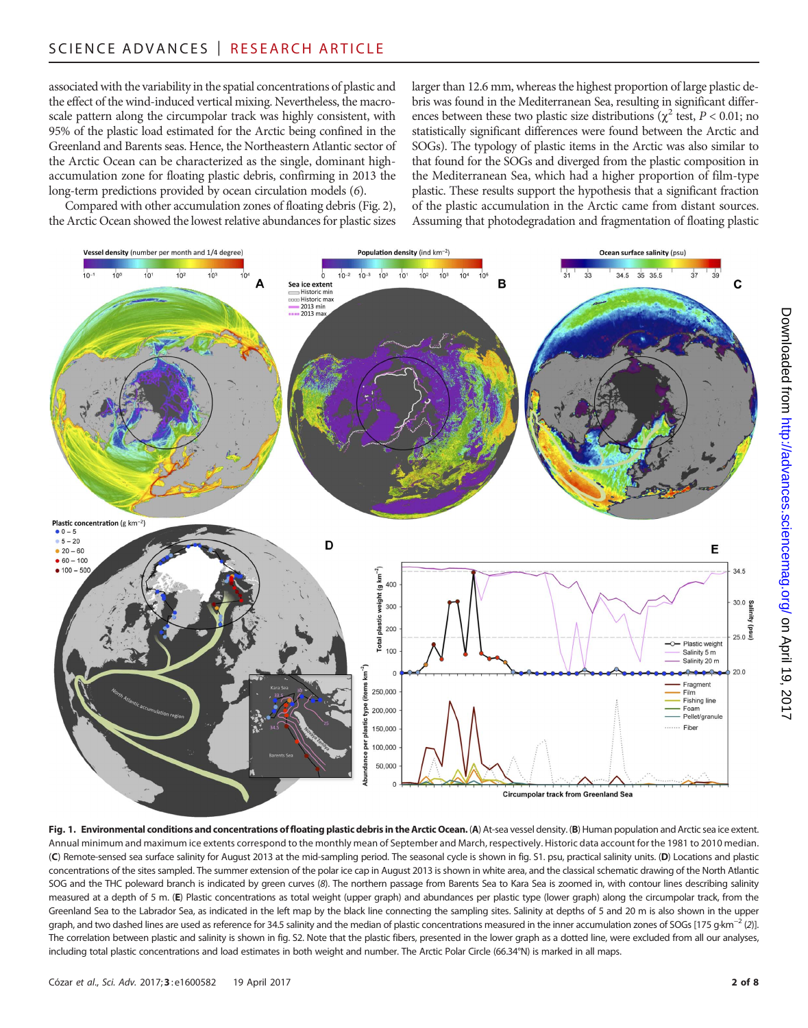associated with the variability in the spatial concentrations of plastic and the effect of the wind-induced vertical mixing. Nevertheless, the macroscale pattern along the circumpolar track was highly consistent, with 95% of the plastic load estimated for the Arctic being confined in the Greenland and Barents seas. Hence, the Northeastern Atlantic sector of the Arctic Ocean can be characterized as the single, dominant high-accumulation zone for floating plastic debris, confirming in 2013 the long-term predictions provided by ocean circulation models (6).

Compared with other accumulation zones of floating debris (Fig. 2), the Arctic Ocean showed the lowest relative abundances for plastic sizes larger than 12.6 mm, whereas the highest proportion of large plastic debris was found in the Mediterranean Sea, resulting in significant differences between these two plastic size distributions ($\chi^2$ test, $P < 0.01$; no statistically significant differences were found between the Arctic and SOGs). The typology of plastic items in the Arctic was also similar to that found for the SOGs and diverged from the plastic composition in the Mediterranean Sea, which had a higher proportion of film-type plastic. These results support the hypothesis that a significant fraction of the plastic accumulation in the Arctic came from distant sources. Assuming that photodegradation and fragmentation of floating plastic

**Fig. 1. Environmental conditions and concentrations of floating plastic debris in the Arctic Ocean.** (**A**) At-sea vessel density. (**B**) Human population and Arctic sea ice extent. Annual minimum and maximum ice extents correspond to the monthly mean of September and March, respectively. Historic data account for the 1981 to 2010 median. (**C**) Remote-sensed sea surface salinity for August 2013 at the mid-sampling period. The seasonal cycle is shown in fig. S1. psu, practical salinity units. (**D**) Locations and plastic concentrations of the sites sampled. The summer extension of the polar ice cap in August 2013 is shown in white area, and the classical schematic drawing of the North Atlantic SOG and the THC poleward branch is indicated by green curves (8). The northern passage from Barents Sea to Kara Sea is zoomed in, with contour lines describing salinity measured at a depth of 5 m. (**E**) Plastic concentrations as total weight (upper graph) and abundances per plastic type (lower graph) along the circumpolar track, from the Greenland Sea to the Labrador Sea, as indicated in the left map by the black line connecting the sampling sites. Salinity at depths of 5 and 20 m is also shown in the upper graph, and two dashed lines are used as reference for 34.5 salinity and the median of plastic concentrations measured in the inner accumulation zones of SOGs [175 g·km$^{-2}$ (2)]. The correlation between plastic and salinity is shown in fig. S2. Note that the plastic fibers, presented in the lower graph as a dotted line, were excluded from all our analyses, including total plastic concentrations and load estimates in both weight and number. The Arctic Polar Circle (66.34°N) is marked in all maps.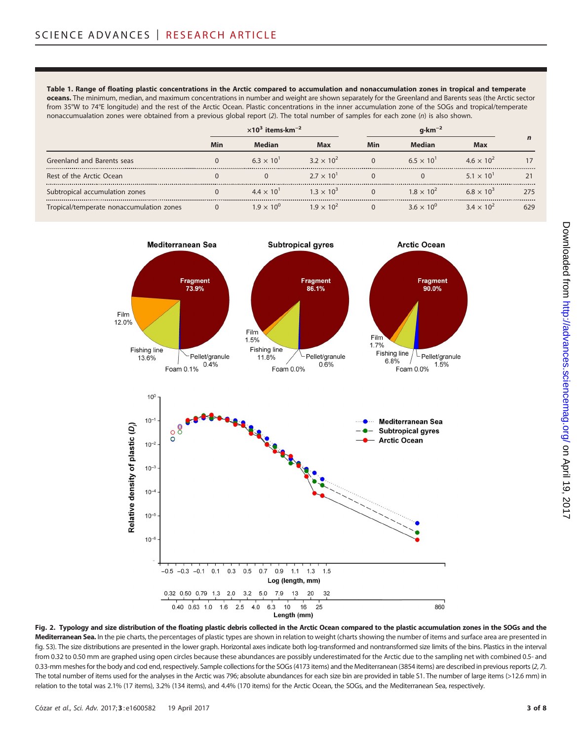**Table 1. Range of floating plastic concentrations in the Arctic compared to accumulation and nonaccumulation zones in tropical and temperate oceans.** The minimum, median, and maximum concentrations in number and weight are shown separately for the Greenland and Barents seas (the Arctic sector from 35°W to 74°E longitude) and the rest of the Arctic Ocean. Plastic concentrations in the inner accumulation zone of the SOGs and tropical/temperate nonaccumualation zones were obtained from a previous global report (2). The total number of samples for each zone (*n*) is also shown.

| | $\times 10^3$ items·km$^{-2}$ | | | g·km$^{-2}$ | | | *n* |
|---|---|---|---|---|---|---|---|
| | Min | Median | Max | Min | Median | Max | |
| Greenland and Barents seas | 0 | $6.3 \times 10^1$ | $3.2 \times 10^2$ | 0 | $6.5 \times 10^1$ | $4.6 \times 10^2$ | 17 |
| Rest of the Arctic Ocean | 0 | 0 | $2.7 \times 10^1$ | 0 | 0 | $5.1 \times 10^1$ | 21 |
| Subtropical accumulation zones | 0 | $4.4 \times 10^1$ | $1.3 \times 10^3$ | 0 | $1.8 \times 10^2$ | $6.8 \times 10^3$ | 275 |
| Tropical/temperate nonaccumulation zones | 0 | $1.9 \times 10^0$ | $1.9 \times 10^2$ | 0 | $3.6 \times 10^0$ | $3.4 \times 10^2$ | 629 |

**Fig. 2. Typology and size distribution of the floating plastic debris collected in the Arctic Ocean compared to the plastic accumulation zones in the SOGs and the Mediterranean Sea.** In the pie charts, the percentages of plastic types are shown in relation to weight (charts showing the number of items and surface area are presented in fig. S3). The size distributions are presented in the lower graph. Horizontal axes indicate both log-transformed and nontransformed size limits of the bins. Plastics in the interval from 0.32 to 0.50 mm are graphed using open circles because these abundances are possibly underestimated for the Arctic due to the sampling net with combined 0.5- and 0.33-mm meshes for the body and cod end, respectively. Sample collections for the SOGs (4173 items) and the Mediterranean (3854 items) are described in previous reports (2, 7). The total number of items used for the analyses in the Arctic was 796; absolute abundances for each size bin are provided in table S1. The number of large items (>12.6 mm) in relation to the total was 2.1% (17 items), 3.2% (134 items), and 4.4% (170 items) for the Arctic Ocean, the SOGs, and the Mediterranean Sea, respectively.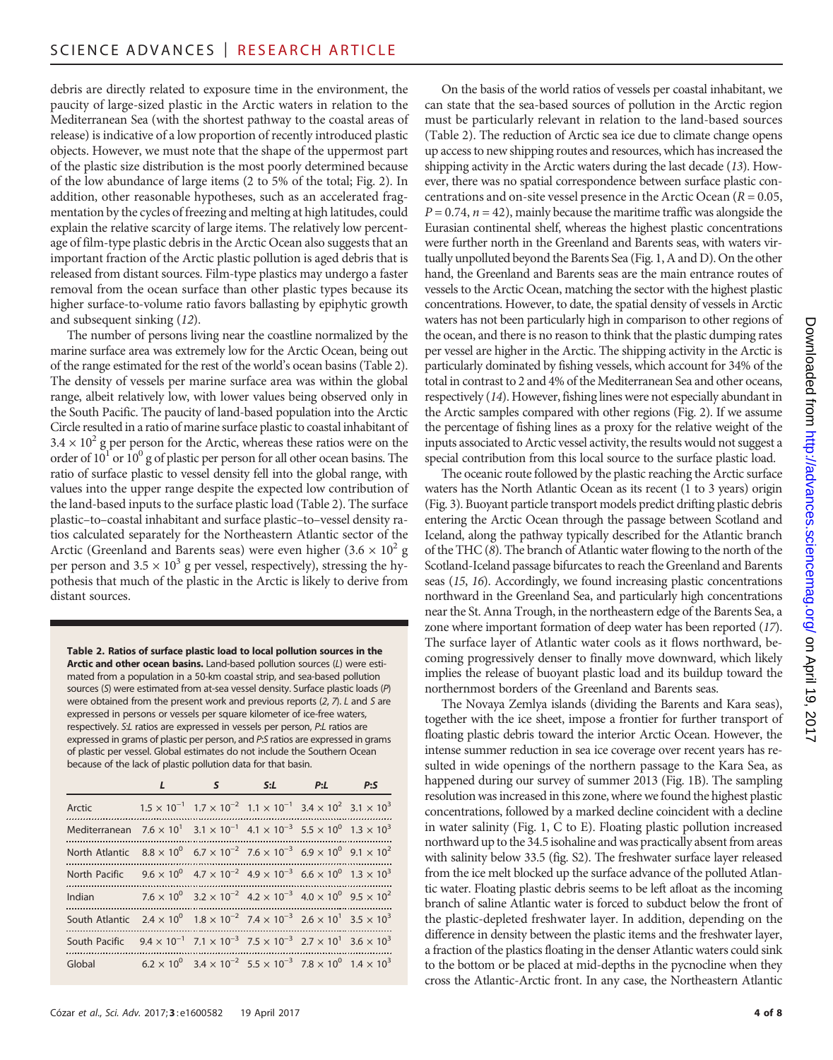debris are directly related to exposure time in the environment, the paucity of large-sized plastic in the Arctic waters in relation to the Mediterranean Sea (with the shortest pathway to the coastal areas of release) is indicative of a low proportion of recently introduced plastic objects. However, we must note that the shape of the uppermost part of the plastic size distribution is the most poorly determined because of the low abundance of large items (2 to 5% of the total; Fig. 2). In addition, other reasonable hypotheses, such as an accelerated fragmentation by the cycles of freezing and melting at high latitudes, could explain the relative scarcity of large items. The relatively low percentage of film-type plastic debris in the Arctic Ocean also suggests that an important fraction of the Arctic plastic pollution is aged debris that is released from distant sources. Film-type plastics may undergo a faster removal from the ocean surface than other plastic types because its higher surface-to-volume ratio favors ballasting by epiphytic growth and subsequent sinking (*12*).

The number of persons living near the coastline normalized by the marine surface area was extremely low for the Arctic Ocean, being out of the range estimated for the rest of the world's ocean basins (Table 2). The density of vessels per marine surface area was within the global range, albeit relatively low, with lower values being observed only in the South Pacific. The paucity of land-based population into the Arctic Circle resulted in a ratio of marine surface plastic to coastal inhabitant of $3.4 \times 10^2$ g per person for the Arctic, whereas these ratios were on the order of $10^1$ or $10^0$ g of plastic per person for all other ocean basins. The ratio of surface plastic to vessel density fell into the global range, with values into the upper range despite the expected low contribution of the land-based inputs to the surface plastic load (Table 2). The surface plastic–to–coastal inhabitant and surface plastic–to–vessel density ratios calculated separately for the Northeastern Atlantic sector of the Arctic (Greenland and Barents seas) were even higher ($3.6 \times 10^2$ g per person and $3.5 \times 10^3$ g per vessel, respectively), stressing the hypothesis that much of the plastic in the Arctic is likely to derive from distant sources.

**Table 2. Ratios of surface plastic load to local pollution sources in the Arctic and other ocean basins.** Land-based pollution sources (*L*) were estimated from a population in a 50-km coastal strip, and sea-based pollution sources (*S*) were estimated from at-sea vessel density. Surface plastic loads (*P*) were obtained from the present work and previous reports (*2*, *7*). *L* and *S* are expressed in persons or vessels per square kilometer of ice-free waters, respectively. *S:L* ratios are expressed in vessels per person, *P:L* ratios are expressed in grams of plastic per person, and *P:S* ratios are expressed in grams of plastic per vessel. Global estimates do not include the Southern Ocean because of the lack of plastic pollution data for that basin.

| | *L* | *S* | *S:L* | *P:L* | *P:S* |
|---|---|---|---|---|---|
| Arctic | $1.5 \times 10^{-1}$ | $1.7 \times 10^{-2}$ | $1.1 \times 10^{-1}$ | $3.4 \times 10^{2}$ | $3.1 \times 10^{3}$ |
| Mediterranean | $7.6 \times 10^{1}$ | $3.1 \times 10^{-1}$ | $4.1 \times 10^{-3}$ | $5.5 \times 10^{0}$ | $1.3 \times 10^{3}$ |
| North Atlantic | $8.8 \times 10^{0}$ | $6.7 \times 10^{-2}$ | $7.6 \times 10^{-3}$ | $6.9 \times 10^{0}$ | $9.1 \times 10^{2}$ |
| North Pacific | $9.6 \times 10^{0}$ | $4.7 \times 10^{-2}$ | $4.9 \times 10^{-3}$ | $6.6 \times 10^{0}$ | $1.3 \times 10^{3}$ |
| Indian | $7.6 \times 10^{0}$ | $3.2 \times 10^{-2}$ | $4.2 \times 10^{-3}$ | $4.0 \times 10^{0}$ | $9.5 \times 10^{2}$ |
| South Atlantic | $2.4 \times 10^{0}$ | $1.8 \times 10^{-2}$ | $7.4 \times 10^{-3}$ | $2.6 \times 10^{1}$ | $3.5 \times 10^{3}$ |
| South Pacific | $9.4 \times 10^{-1}$ | $7.1 \times 10^{-3}$ | $7.5 \times 10^{-3}$ | $2.7 \times 10^{1}$ | $3.6 \times 10^{3}$ |
| Global | $6.2 \times 10^{0}$ | $3.4 \times 10^{-2}$ | $5.5 \times 10^{-3}$ | $7.8 \times 10^{0}$ | $1.4 \times 10^{3}$ |

On the basis of the world ratios of vessels per coastal inhabitant, we can state that the sea-based sources of pollution in the Arctic region must be particularly relevant in relation to the land-based sources (Table 2). The reduction of Arctic sea ice due to climate change opens up access to new shipping routes and resources, which has increased the shipping activity in the Arctic waters during the last decade (*13*). However, there was no spatial correspondence between surface plastic concentrations and on-site vessel presence in the Arctic Ocean ($R = 0.05$, $P = 0.74$, $n = 42$), mainly because the maritime traffic was alongside the Eurasian continental shelf, whereas the highest plastic concentrations were further north in the Greenland and Barents seas, with waters virtually unpolluted beyond the Barents Sea (Fig. 1, A and D). On the other hand, the Greenland and Barents seas are the main entrance routes of vessels to the Arctic Ocean, matching the sector with the highest plastic concentrations. However, to date, the spatial density of vessels in Arctic waters has not been particularly high in comparison to other regions of the ocean, and there is no reason to think that the plastic dumping rates per vessel are higher in the Arctic. The shipping activity in the Arctic is particularly dominated by fishing vessels, which account for 34% of the total in contrast to 2 and 4% of the Mediterranean Sea and other oceans, respectively (*14*). However, fishing lines were not especially abundant in the Arctic samples compared with other regions (Fig. 2). If we assume the percentage of fishing lines as a proxy for the relative weight of the inputs associated to Arctic vessel activity, the results would not suggest a special contribution from this local source to the surface plastic load.

The oceanic route followed by the plastic reaching the Arctic surface waters has the North Atlantic Ocean as its recent (1 to 3 years) origin (Fig. 3). Buoyant particle transport models predict drifting plastic debris entering the Arctic Ocean through the passage between Scotland and Iceland, along the pathway typically described for the Atlantic branch of the THC (*8*). The branch of Atlantic water flowing to the north of the Scotland-Iceland passage bifurcates to reach the Greenland and Barents seas (*15*, *16*). Accordingly, we found increasing plastic concentrations northward in the Greenland Sea, and particularly high concentrations near the St. Anna Trough, in the northeastern edge of the Barents Sea, a zone where important formation of deep water has been reported (*17*). The surface layer of Atlantic water cools as it flows northward, becoming progressively denser to finally move downward, which likely implies the release of buoyant plastic load and its buildup toward the northernmost borders of the Greenland and Barents seas.

The Novaya Zemlya islands (dividing the Barents and Kara seas), together with the ice sheet, impose a frontier for further transport of floating plastic debris toward the interior Arctic Ocean. However, the intense summer reduction in sea ice coverage over recent years has resulted in wide openings of the northern passage to the Kara Sea, as happened during our survey of summer 2013 (Fig. 1B). The sampling resolution was increased in this zone, where we found the highest plastic concentrations, followed by a marked decline coincident with a decline in water salinity (Fig. 1, C to E). Floating plastic pollution increased northward up to the 34.5 isohaline and was practically absent from areas with salinity below 33.5 (fig. S2). The freshwater surface layer released from the ice melt blocked up the surface advance of the polluted Atlantic water. Floating plastic debris seems to be left afloat as the incoming branch of saline Atlantic water is forced to subduct below the front of the plastic-depleted freshwater layer. In addition, depending on the difference in density between the plastic items and the freshwater layer, a fraction of the plastics floating in the denser Atlantic waters could sink to the bottom or be placed at mid-depths in the pycnocline when they cross the Atlantic-Arctic front. In any case, the Northeastern Atlantic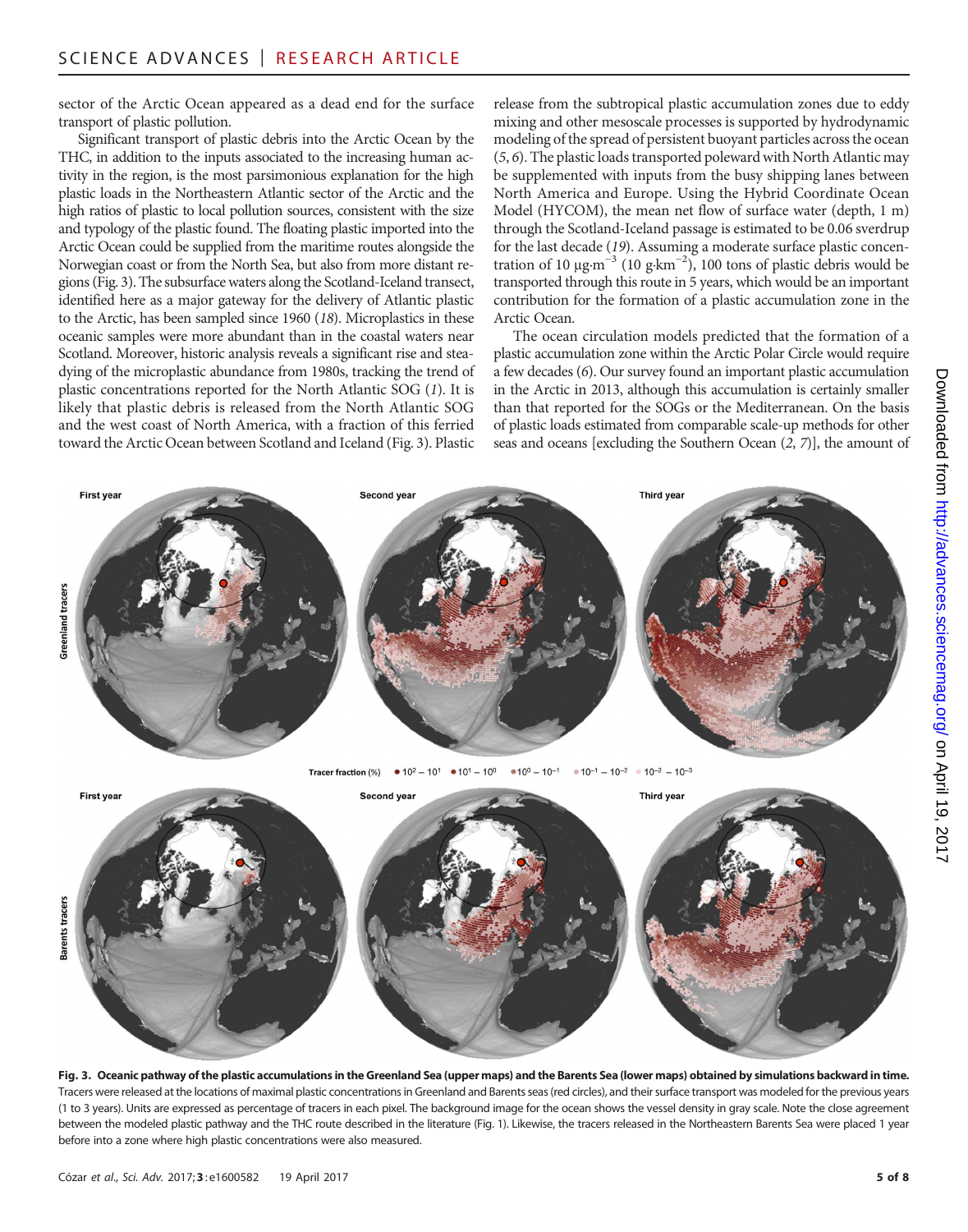sector of the Arctic Ocean appeared as a dead end for the surface transport of plastic pollution.

Significant transport of plastic debris into the Arctic Ocean by the THC, in addition to the inputs associated to the increasing human activity in the region, is the most parsimonious explanation for the high plastic loads in the Northeastern Atlantic sector of the Arctic and the high ratios of plastic to local pollution sources, consistent with the size and typology of the plastic found. The floating plastic imported into the Arctic Ocean could be supplied from the maritime routes alongside the Norwegian coast or from the North Sea, but also from more distant regions (Fig. 3). The subsurface waters along the Scotland-Iceland transect, identified here as a major gateway for the delivery of Atlantic plastic to the Arctic, has been sampled since 1960 (*18*). Microplastics in these oceanic samples were more abundant than in the coastal waters near Scotland. Moreover, historic analysis reveals a significant rise and steadying of the microplastic abundance from 1980s, tracking the trend of plastic concentrations reported for the North Atlantic SOG (*1*). It is likely that plastic debris is released from the North Atlantic SOG and the west coast of North America, with a fraction of this ferried toward the Arctic Ocean between Scotland and Iceland (Fig. 3). Plastic release from the subtropical plastic accumulation zones due to eddy mixing and other mesoscale processes is supported by hydrodynamic modeling of the spread of persistent buoyant particles across the ocean (*5*, *6*). The plastic loads transported poleward with North Atlantic may be supplemented with inputs from the busy shipping lanes between North America and Europe. Using the Hybrid Coordinate Ocean Model (HYCOM), the mean net flow of surface water (depth, 1 m) through the Scotland-Iceland passage is estimated to be 0.06 sverdrup for the last decade (*19*). Assuming a moderate surface plastic concentration of 10 $\mu g \cdot m^{-3}$ (10 $g \cdot km^{-2}$), 100 tons of plastic debris would be transported through this route in 5 years, which would be an important contribution for the formation of a plastic accumulation zone in the Arctic Ocean.

The ocean circulation models predicted that the formation of a plastic accumulation zone within the Arctic Polar Circle would require a few decades (*6*). Our survey found an important plastic accumulation in the Arctic in 2013, although this accumulation is certainly smaller than that reported for the SOGs or the Mediterranean. On the basis of plastic loads estimated from comparable scale-up methods for other seas and oceans [excluding the Southern Ocean (*2*, *7*)], the amount of

**Fig. 3. Oceanic pathway of the plastic accumulations in the Greenland Sea (upper maps) and the Barents Sea (lower maps) obtained by simulations backward in time.** Tracers were released at the locations of maximal plastic concentrations in Greenland and Barents seas (red circles), and their surface transport was modeled for the previous years (1 to 3 years). Units are expressed as percentage of tracers in each pixel. The background image for the ocean shows the vessel density in gray scale. Note the close agreement between the modeled plastic pathway and the THC route described in the literature (Fig. 1). Likewise, the tracers released in the Northeastern Barents Sea were placed 1 year before into a zone where high plastic concentrations were also measured.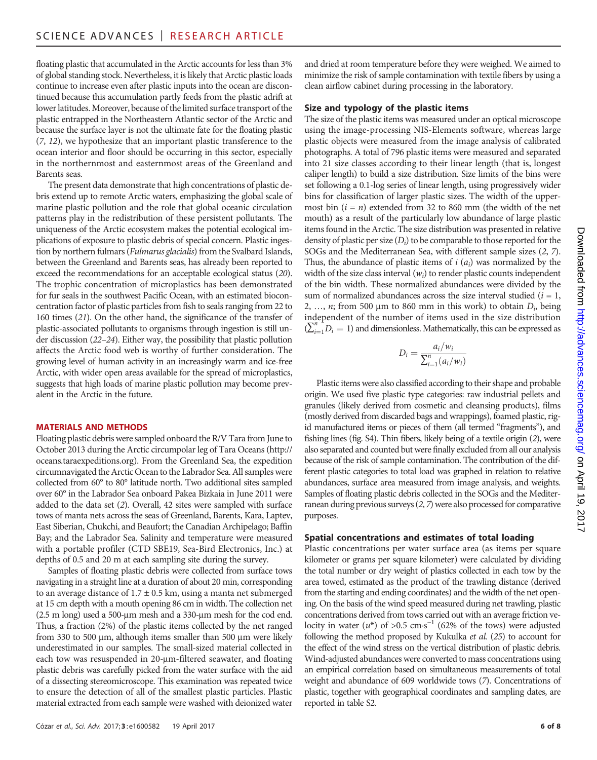floating plastic that accumulated in the Arctic accounts for less than 3% of global standing stock. Nevertheless, it is likely that Arctic plastic loads continue to increase even after plastic inputs into the ocean are discontinued because this accumulation partly feeds from the plastic adrift at lower latitudes. Moreover, because of the limited surface transport of the plastic entrapped in the Northeastern Atlantic sector of the Arctic and because the surface layer is not the ultimate fate for the floating plastic (*7*, *12*), we hypothesize that an important plastic transference to the ocean interior and floor should be occurring in this sector, especially in the northernmost and easternmost areas of the Greenland and Barents seas.

The present data demonstrate that high concentrations of plastic debris extend up to remote Arctic waters, emphasizing the global scale of marine plastic pollution and the role that global oceanic circulation patterns play in the redistribution of these persistent pollutants. The uniqueness of the Arctic ecosystem makes the potential ecological implications of exposure to plastic debris of special concern. Plastic ingestion by northern fulmars (*Fulmarus glacialis*) from the Svalbard Islands, between the Greenland and Barents seas, has already been reported to exceed the recommendations for an acceptable ecological status (*20*). The trophic concentration of microplastics has been demonstrated for fur seals in the southwest Pacific Ocean, with an estimated bioconcentration factor of plastic particles from fish to seals ranging from 22 to 160 times (*21*). On the other hand, the significance of the transfer of plastic-associated pollutants to organisms through ingestion is still under discussion (*22*–*24*). Either way, the possibility that plastic pollution affects the Arctic food web is worthy of further consideration. The growing level of human activity in an increasingly warm and ice-free Arctic, with wider open areas available for the spread of microplastics, suggests that high loads of marine plastic pollution may become prevalent in the Arctic in the future.

## MATERIALS AND METHODS

Floating plastic debris were sampled onboard the R/V Tara from June to October 2013 during the Arctic circumpolar leg of Tara Oceans (http://oceans.taraexpeditions.org). From the Greenland Sea, the expedition circumnavigated the Arctic Ocean to the Labrador Sea. All samples were collected from 60° to 80° latitude north. Two additional sites sampled over 60° in the Labrador Sea onboard Pakea Bizkaia in June 2011 were added to the data set (*2*). Overall, 42 sites were sampled with surface tows of manta nets across the seas of Greenland, Barents, Kara, Laptev, East Siberian, Chukchi, and Beaufort; the Canadian Archipelago; Baffin Bay; and the Labrador Sea. Salinity and temperature were measured with a portable profiler (CTD SBE19, Sea-Bird Electronics, Inc.) at depths of 0.5 and 20 m at each sampling site during the survey.

Samples of floating plastic debris were collected from surface tows navigating in a straight line at a duration of about 20 min, corresponding to an average distance of 1.7 ± 0.5 km, using a manta net submerged at 15 cm depth with a mouth opening 86 cm in width. The collection net (2.5 m long) used a 500-μm mesh and a 330-μm mesh for the cod end. Thus, a fraction (2%) of the plastic items collected by the net ranged from 330 to 500 μm, although items smaller than 500 μm were likely underestimated in our samples. The small-sized material collected in each tow was resuspended in 20-μm-filtered seawater, and floating plastic debris was carefully picked from the water surface with the aid of a dissecting stereomicroscope. This examination was repeated twice to ensure the detection of all of the smallest plastic particles. Plastic material extracted from each sample were washed with deionized water and dried at room temperature before they were weighed. We aimed to minimize the risk of sample contamination with textile fibers by using a clean airflow cabinet during processing in the laboratory.

### Size and typology of the plastic items

The size of the plastic items was measured under an optical microscope using the image-processing NIS-Elements software, whereas large plastic objects were measured from the image analysis of calibrated photographs. A total of 796 plastic items were measured and separated into 21 size classes according to their linear length (that is, longest caliper length) to build a size distribution. Size limits of the bins were set following a 0.1-log series of linear length, using progressively wider bins for classification of larger plastic sizes. The width of the uppermost bin ($i = n$) extended from 32 to 860 mm (the width of the net mouth) as a result of the particularly low abundance of large plastic items found in the Arctic. The size distribution was presented in relative density of plastic per size ($D_i$) to be comparable to those reported for the SOGs and the Mediterranean Sea, with different sample sizes (*2*, *7*). Thus, the abundance of plastic items of $i$ ($a_i$) was normalized by the width of the size class interval ($w_i$) to render plastic counts independent of the bin width. These normalized abundances were divided by the sum of normalized abundances across the size interval studied ($i$ = 1, 2, …, $n$; from 500 μm to 860 mm in this work) to obtain $D_i$, being independent of the number of items used in the size distribution ($\sum_{i=1}^{n} D_i = 1$) and dimensionless. Mathematically, this can be expressed as

$$D_i = \frac{a_i/w_i}{\sum_{i=1}^{n}(a_i/w_i)}$$

Plastic items were also classified according to their shape and probable origin. We used five plastic type categories: raw industrial pellets and granules (likely derived from cosmetic and cleansing products), films (mostly derived from discarded bags and wrappings), foamed plastic, rigid manufactured items or pieces of them (all termed "fragments"), and fishing lines (fig. S4). Thin fibers, likely being of a textile origin (*2*), were also separated and counted but were finally excluded from all our analysis because of the risk of sample contamination. The contribution of the different plastic categories to total load was graphed in relation to relative abundances, surface area measured from image analysis, and weights. Samples of floating plastic debris collected in the SOGs and the Mediterranean during previous surveys (*2*, *7*) were also processed for comparative purposes.

### Spatial concentrations and estimates of total loading

Plastic concentrations per water surface area (as items per square kilometer or grams per square kilometer) were calculated by dividing the total number or dry weight of plastics collected in each tow by the area towed, estimated as the product of the trawling distance (derived from the starting and ending coordinates) and the width of the net opening. On the basis of the wind speed measured during net trawling, plastic concentrations derived from tows carried out with an average friction velocity in water ($u^*$) of >0.5 cm·s$^{-1}$ (62% of the tows) were adjusted following the method proposed by Kukulka *et al.* (*25*) to account for the effect of the wind stress on the vertical distribution of plastic debris. Wind-adjusted abundances were converted to mass concentrations using an empirical correlation based on simultaneous measurements of total weight and abundance of 609 worldwide tows (*7*). Concentrations of plastic, together with geographical coordinates and sampling dates, are reported in table S2.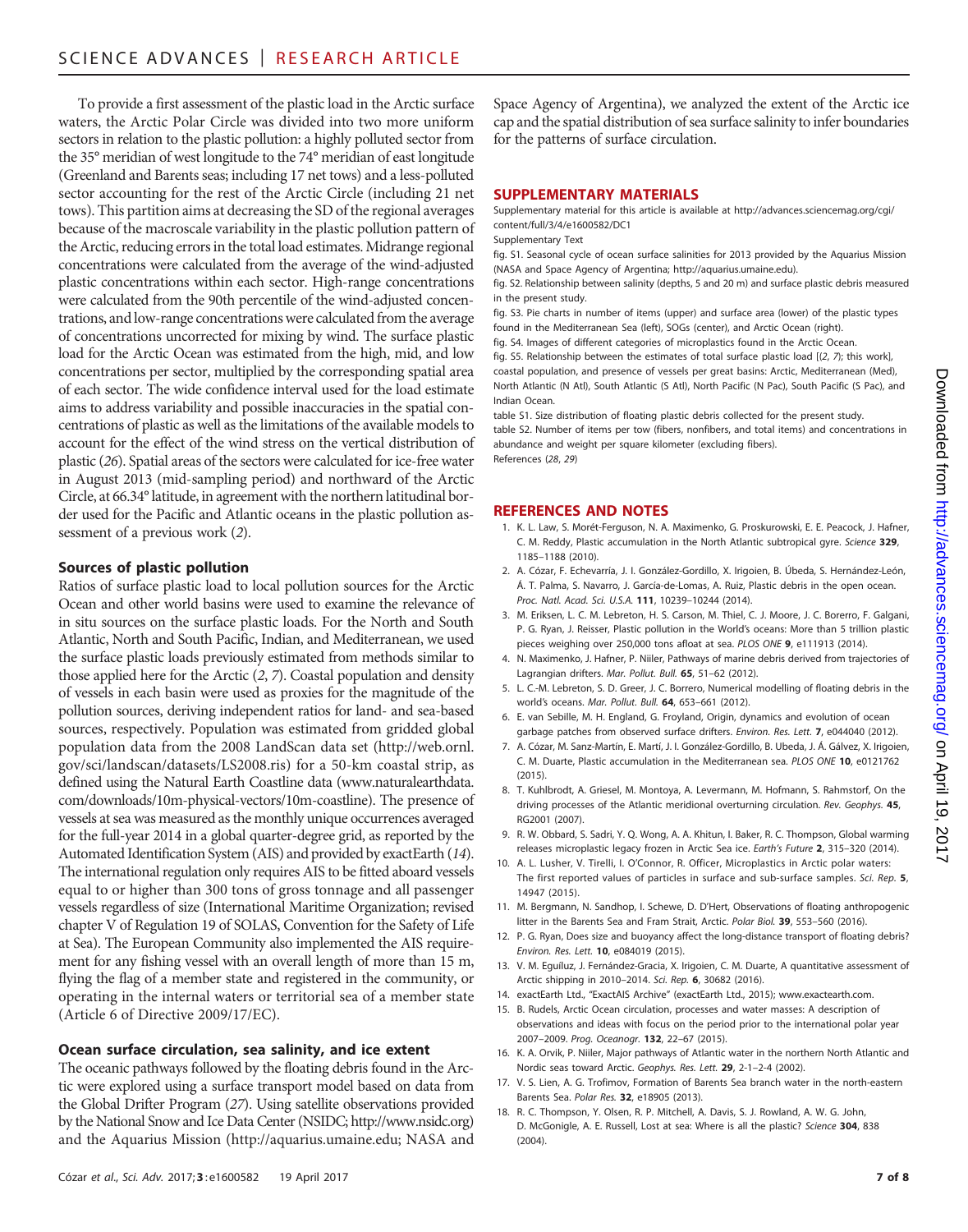To provide a first assessment of the plastic load in the Arctic surface waters, the Arctic Polar Circle was divided into two more uniform sectors in relation to the plastic pollution: a highly polluted sector from the 35° meridian of west longitude to the 74° meridian of east longitude (Greenland and Barents seas; including 17 net tows) and a less-polluted sector accounting for the rest of the Arctic Circle (including 21 net tows). This partition aims at decreasing the SD of the regional averages because of the macroscale variability in the plastic pollution pattern of the Arctic, reducing errors in the total load estimates. Midrange regional concentrations were calculated from the average of the wind-adjusted plastic concentrations within each sector. High-range concentrations were calculated from the 90th percentile of the wind-adjusted concentrations, and low-range concentrations were calculated from the average of concentrations uncorrected for mixing by wind. The surface plastic load for the Arctic Ocean was estimated from the high, mid, and low concentrations per sector, multiplied by the corresponding spatial area of each sector. The wide confidence interval used for the load estimate aims to address variability and possible inaccuracies in the spatial concentrations of plastic as well as the limitations of the available models to account for the effect of the wind stress on the vertical distribution of plastic (26). Spatial areas of the sectors were calculated for ice-free water in August 2013 (mid-sampling period) and northward of the Arctic Circle, at 66.34° latitude, in agreement with the northern latitudinal border used for the Pacific and Atlantic oceans in the plastic pollution assessment of a previous work (2).

### Sources of plastic pollution

Ratios of surface plastic load to local pollution sources for the Arctic Ocean and other world basins were used to examine the relevance of in situ sources on the surface plastic loads. For the North and South Atlantic, North and South Pacific, Indian, and Mediterranean, we used the surface plastic loads previously estimated from methods similar to those applied here for the Arctic (2, 7). Coastal population and density of vessels in each basin were used as proxies for the magnitude of the pollution sources, deriving independent ratios for land- and sea-based sources, respectively. Population was estimated from gridded global population data from the 2008 LandScan data set (http://web.ornl.gov/sci/landscan/datasets/LS2008.ris) for a 50-km coastal strip, as defined using the Natural Earth Coastline data (www.naturalearthdata.com/downloads/10m-physical-vectors/10m-coastline). The presence of vessels at sea was measured as the monthly unique occurrences averaged for the full-year 2014 in a global quarter-degree grid, as reported by the Automated Identification System (AIS) and provided by exactEarth (14). The international regulation only requires AIS to be fitted aboard vessels equal to or higher than 300 tons of gross tonnage and all passenger vessels regardless of size (International Maritime Organization; revised chapter V of Regulation 19 of SOLAS, Convention for the Safety of Life at Sea). The European Community also implemented the AIS requirement for any fishing vessel with an overall length of more than 15 m, flying the flag of a member state and registered in the community, or operating in the internal waters or territorial sea of a member state (Article 6 of Directive 2009/17/EC).

### Ocean surface circulation, sea salinity, and ice extent

The oceanic pathways followed by the floating debris found in the Arctic were explored using a surface transport model based on data from the Global Drifter Program (27). Using satellite observations provided by the National Snow and Ice Data Center (NSIDC; http://www.nsidc.org) and the Aquarius Mission (http://aquarius.umaine.edu; NASA and Space Agency of Argentina), we analyzed the extent of the Arctic ice cap and the spatial distribution of sea surface salinity to infer boundaries for the patterns of surface circulation.

## SUPPLEMENTARY MATERIALS

Supplementary material for this article is available at http://advances.sciencemag.org/cgi/content/full/3/4/e1600582/DC1

Supplementary Text

fig. S1. Seasonal cycle of ocean surface salinities for 2013 provided by the Aquarius Mission (NASA and Space Agency of Argentina; http://aquarius.umaine.edu).

fig. S2. Relationship between salinity (depths, 5 and 20 m) and surface plastic debris measured in the present study.

fig. S3. Pie charts in number of items (upper) and surface area (lower) of the plastic types found in the Mediterranean Sea (left), SOGs (center), and Arctic Ocean (right).

fig. S4. Images of different categories of microplastics found in the Arctic Ocean.

fig. S5. Relationship between the estimates of total surface plastic load [(2, 7); this work], coastal population, and presence of vessels per great basins: Arctic, Mediterranean (Med), North Atlantic (N Atl), South Atlantic (S Atl), North Pacific (N Pac), South Pacific (S Pac), and Indian Ocean.

table S1. Size distribution of floating plastic debris collected for the present study.

table S2. Number of items per tow (fibers, nonfibers, and total items) and concentrations in abundance and weight per square kilometer (excluding fibers).

References (28, 29)

## REFERENCES AND NOTES

1. K. L. Law, S. Morét-Ferguson, N. A. Maximenko, G. Proskurowski, E. E. Peacock, J. Hafner, C. M. Reddy, Plastic accumulation in the North Atlantic subtropical gyre. *Science* **329**, 1185–1188 (2010).
2. A. Cózar, F. Echevarría, J. I. González-Gordillo, X. Irigoien, B. Úbeda, S. Hernández-León, Á. T. Palma, S. Navarro, J. García-de-Lomas, A. Ruiz, Plastic debris in the open ocean. *Proc. Natl. Acad. Sci. U.S.A.* **111**, 10239–10244 (2014).
3. M. Eriksen, L. C. M. Lebreton, H. S. Carson, M. Thiel, C. J. Moore, J. C. Borerro, F. Galgani, P. G. Ryan, J. Reisser, Plastic pollution in the World's oceans: More than 5 trillion plastic pieces weighing over 250,000 tons afloat at sea. *PLOS ONE* **9**, e111913 (2014).
4. N. Maximenko, J. Hafner, P. Niiler, Pathways of marine debris derived from trajectories of Lagrangian drifters. *Mar. Pollut. Bull.* **65**, 51–62 (2012).
5. L. C.-M. Lebreton, S. D. Greer, J. C. Borrero, Numerical modelling of floating debris in the world's oceans. *Mar. Pollut. Bull.* **64**, 653–661 (2012).
6. E. van Sebille, M. H. England, G. Froyland, Origin, dynamics and evolution of ocean garbage patches from observed surface drifters. *Environ. Res. Lett.* **7**, e044040 (2012).
7. A. Cózar, M. Sanz-Martín, E. Martí, J. I. González-Gordillo, B. Ubeda, J. Á. Gálvez, X. Irigoien, C. M. Duarte, Plastic accumulation in the Mediterranean sea. *PLOS ONE* **10**, e0121762 (2015).
8. T. Kuhlbrodt, A. Griesel, M. Montoya, A. Levermann, M. Hofmann, S. Rahmstorf, On the driving processes of the Atlantic meridional overturning circulation. *Rev. Geophys.* **45**, RG2001 (2007).
9. R. W. Obbard, S. Sadri, Y. Q. Wong, A. A. Khitun, I. Baker, R. C. Thompson, Global warming releases microplastic legacy frozen in Arctic Sea ice. *Earth's Future* **2**, 315–320 (2014).
10. A. L. Lusher, V. Tirelli, I. O'Connor, R. Officer, Microplastics in Arctic polar waters: The first reported values of particles in surface and sub-surface samples. *Sci. Rep.* **5**, 14947 (2015).
11. M. Bergmann, N. Sandhop, I. Schewe, D. D'Hert, Observations of floating anthropogenic litter in the Barents Sea and Fram Strait, Arctic. *Polar Biol.* **39**, 553–560 (2016).
12. P. G. Ryan, Does size and buoyancy affect the long-distance transport of floating debris? *Environ. Res. Lett.* **10**, e084019 (2015).
13. V. M. Eguíluz, J. Fernández-Gracia, X. Irigoien, C. M. Duarte, A quantitative assessment of Arctic shipping in 2010–2014. *Sci. Rep.* **6**, 30682 (2016).
14. exactEarth Ltd., "ExactAIS Archive" (exactEarth Ltd., 2015); www.exactearth.com.
15. B. Rudels, Arctic Ocean circulation, processes and water masses: A description of observations and ideas with focus on the period prior to the international polar year 2007–2009. *Prog. Oceanogr.* **132**, 22–67 (2015).
16. K. A. Orvik, P. Niiler, Major pathways of Atlantic water in the northern North Atlantic and Nordic seas toward Arctic. *Geophys. Res. Lett.* **29**, 2-1–2-4 (2002).
17. V. S. Lien, A. G. Trofimov, Formation of Barents Sea branch water in the north-eastern Barents Sea. *Polar Res.* **32**, e18905 (2013).
18. R. C. Thompson, Y. Olsen, R. P. Mitchell, A. Davis, S. J. Rowland, A. W. G. John, D. McGonigle, A. E. Russell, Lost at sea: Where is all the plastic? *Science* **304**, 838 (2004).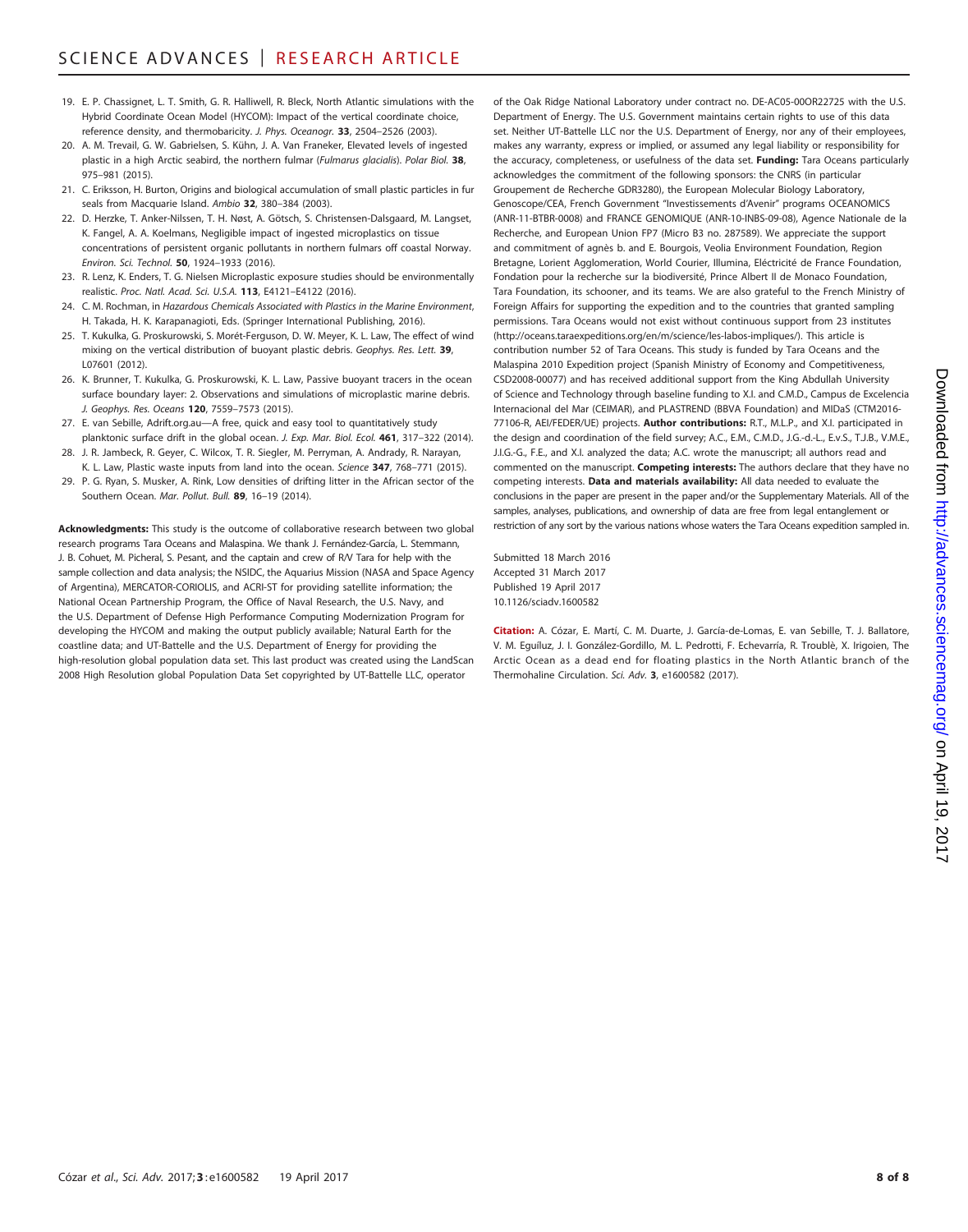19. E. P. Chassignet, L. T. Smith, G. R. Halliwell, R. Bleck, North Atlantic simulations with the Hybrid Coordinate Ocean Model (HYCOM): Impact of the vertical coordinate choice, reference density, and thermobaricity. *J. Phys. Oceanogr.* **33**, 2504–2526 (2003).
20. A. M. Trevail, G. W. Gabrielsen, S. Kühn, J. A. Van Franeker, Elevated levels of ingested plastic in a high Arctic seabird, the northern fulmar (*Fulmarus glacialis*). *Polar Biol.* **38**, 975–981 (2015).
21. C. Eriksson, H. Burton, Origins and biological accumulation of small plastic particles in fur seals from Macquarie Island. *Ambio* **32**, 380–384 (2003).
22. D. Herzke, T. Anker-Nilssen, T. H. Nøst, A. Götsch, S. Christensen-Dalsgaard, M. Langset, K. Fangel, A. A. Koelmans, Negligible impact of ingested microplastics on tissue concentrations of persistent organic pollutants in northern fulmars off coastal Norway. *Environ. Sci. Technol.* **50**, 1924–1933 (2016).
23. R. Lenz, K. Enders, T. G. Nielsen Microplastic exposure studies should be environmentally realistic. *Proc. Natl. Acad. Sci. U.S.A.* **113**, E4121–E4122 (2016).
24. C. M. Rochman, in *Hazardous Chemicals Associated with Plastics in the Marine Environment*, H. Takada, H. K. Karapanagioti, Eds. (Springer International Publishing, 2016).
25. T. Kukulka, G. Proskurowski, S. Morét-Ferguson, D. W. Meyer, K. L. Law, The effect of wind mixing on the vertical distribution of buoyant plastic debris. *Geophys. Res. Lett.* **39**, L07601 (2012).
26. K. Brunner, T. Kukulka, G. Proskurowski, K. L. Law, Passive buoyant tracers in the ocean surface boundary layer: 2. Observations and simulations of microplastic marine debris. *J. Geophys. Res. Oceans* **120**, 7559–7573 (2015).
27. E. van Sebille, Adrift.org.au—A free, quick and easy tool to quantitatively study planktonic surface drift in the global ocean. *J. Exp. Mar. Biol. Ecol.* **461**, 317–322 (2014).
28. J. R. Jambeck, R. Geyer, C. Wilcox, T. R. Siegler, M. Perryman, A. Andrady, R. Narayan, K. L. Law, Plastic waste inputs from land into the ocean. *Science* **347**, 768–771 (2015).
29. P. G. Ryan, S. Musker, A. Rink, Low densities of drifting litter in the African sector of the Southern Ocean. *Mar. Pollut. Bull.* **89**, 16–19 (2014).

**Acknowledgments:** This study is the outcome of collaborative research between two global research programs Tara Oceans and Malaspina. We thank J. Fernández-García, L. Stemmann, J. B. Cohuet, M. Picheral, S. Pesant, and the captain and crew of R/V Tara for help with the sample collection and data analysis; the NSIDC, the Aquarius Mission (NASA and Space Agency of Argentina), MERCATOR-CORIOLIS, and ACRI-ST for providing satellite information; the National Ocean Partnership Program, the Office of Naval Research, the U.S. Navy, and the U.S. Department of Defense High Performance Computing Modernization Program for developing the HYCOM and making the output publicly available; Natural Earth for the coastline data; and UT-Battelle and the U.S. Department of Energy for providing the high-resolution global population data set. This last product was created using the LandScan 2008 High Resolution global Population Data Set copyrighted by UT-Battelle LLC, operator of the Oak Ridge National Laboratory under contract no. DE-AC05-00OR22725 with the U.S. Department of Energy. The U.S. Government maintains certain rights to use of this data set. Neither UT-Battelle LLC nor the U.S. Department of Energy, nor any of their employees, makes any warranty, express or implied, or assumed any legal liability or responsibility for the accuracy, completeness, or usefulness of the data set. **Funding:** Tara Oceans particularly acknowledges the commitment of the following sponsors: the CNRS (in particular Groupement de Recherche GDR3280), the European Molecular Biology Laboratory, Genoscope/CEA, French Government "Investissements d'Avenir" programs OCEANOMICS (ANR-11-BTBR-0008) and FRANCE GENOMIQUE (ANR-10-INBS-09-08), Agence Nationale de la Recherche, and European Union FP7 (Micro B3 no. 287589). We appreciate the support and commitment of agnès b. and E. Bourgois, Veolia Environment Foundation, Region Bretagne, Lorient Agglomeration, World Courier, Illumina, Eléctricité de France Foundation, Fondation pour la recherche sur la biodiversité, Prince Albert II de Monaco Foundation, Tara Foundation, its schooner, and its teams. We are also grateful to the French Ministry of Foreign Affairs for supporting the expedition and to the countries that granted sampling permissions. Tara Oceans would not exist without continuous support from 23 institutes (http://oceans.taraexpeditions.org/en/m/science/les-labos-impliques/). This article is contribution number 52 of Tara Oceans. This study is funded by Tara Oceans and the Malaspina 2010 Expedition project (Spanish Ministry of Economy and Competitiveness, CSD2008-00077) and has received additional support from the King Abdullah University of Science and Technology through baseline funding to X.I. and C.M.D., Campus de Excelencia Internacional del Mar (CEIMAR), and PLASTREND (BBVA Foundation) and MIDaS (CTM2016-77106-R, AEI/FEDER/UE) projects. **Author contributions:** R.T., M.L.P., and X.I. participated in the design and coordination of the field survey; A.C., E.M., C.M.D., J.G.-d.-L., E.v.S., T.J.B., V.M.E., J.I.G.-G., F.E., and X.I. analyzed the data; A.C. wrote the manuscript; all authors read and commented on the manuscript. **Competing interests:** The authors declare that they have no competing interests. **Data and materials availability:** All data needed to evaluate the conclusions in the paper are present in the paper and/or the Supplementary Materials. All of the samples, analyses, publications, and ownership of data are free from legal entanglement or restriction of any sort by the various nations whose waters the Tara Oceans expedition sampled in.

Submitted 18 March 2016
Accepted 31 March 2017
Published 19 April 2017
10.1126/sciadv.1600582

**Citation:** A. Cózar, E. Martí, C. M. Duarte, J. García-de-Lomas, E. van Sebille, T. J. Ballatore, V. M. Eguíluz, J. I. González-Gordillo, M. L. Pedrotti, F. Echevarría, R. Troublè, X. Irigoien, The Arctic Ocean as a dead end for floating plastics in the North Atlantic branch of the Thermohaline Circulation. *Sci. Adv.* **3**, e1600582 (2017).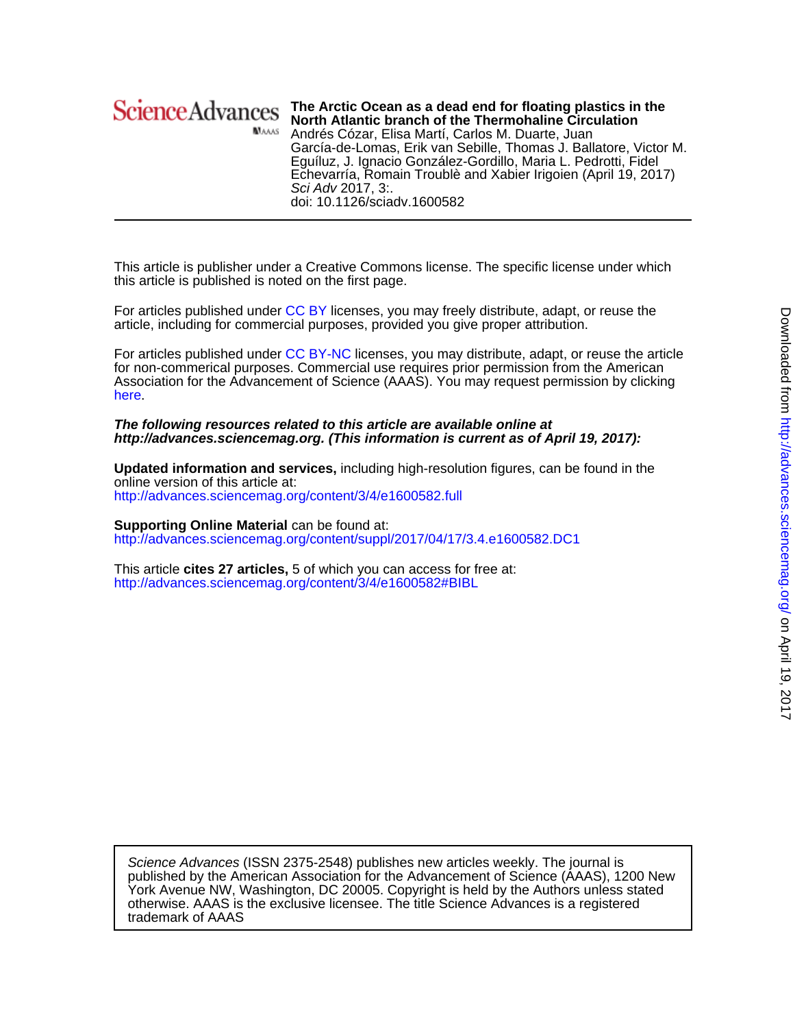Science Advances

**The Arctic Ocean as a dead end for floating plastics in the North Atlantic branch of the Thermohaline Circulation**
Andrés Cózar, Elisa Martí, Carlos M. Duarte, Juan García-de-Lomas, Erik van Sebille, Thomas J. Ballatore, Victor M. Eguíluz, J. Ignacio González-Gordillo, Maria L. Pedrotti, Fidel Echevarría, Romain Trouble and Xabier Irigoien (April 19, 2017)
*Sci Adv* 2017, 3:.
doi: 10.1126/sciadv.1600582

---

This article is publisher under a Creative Commons license. The specific license under which this article is published is noted on the first page.

For articles published under CC BY licenses, you may freely distribute, adapt, or reuse the article, including for commercial purposes, provided you give proper attribution.

For articles published under CC BY-NC licenses, you may distribute, adapt, or reuse the article for non-commerical purposes. Commercial use requires prior permission from the American Association for the Advancement of Science (AAAS). You may request permission by clicking here.

***The following resources related to this article are available online at http://advances.sciencemag.org. (This information is current as of April 19, 2017):***

**Updated information and services,** including high-resolution figures, can be found in the online version of this article at:
http://advances.sciencemag.org/content/3/4/e1600582.full

**Supporting Online Material** can be found at:
http://advances.sciencemag.org/content/suppl/2017/04/17/3.4.e1600582.DC1

This article **cites 27 articles,** 5 of which you can access for free at:
http://advances.sciencemag.org/content/3/4/e1600582#BIBL

*Science Advances* (ISSN 2375-2548) publishes new articles weekly. The journal is published by the American Association for the Advancement of Science (AAAS), 1200 New York Avenue NW, Washington, DC 20005. Copyright is held by the Authors unless stated otherwise. AAAS is the exclusive licensee. The title Science Advances is a registered trademark of AAAS